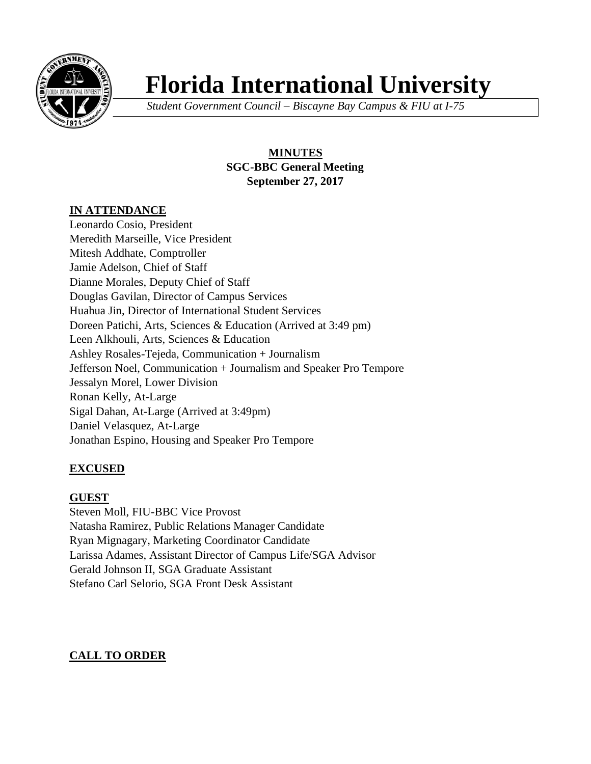# Florida International University

*Student Government Council – Biscayne Bay Campus & FIU at I-75*

**MINUTES**
**SGC-BBC General Meeting**
**September 27, 2017**

**IN ATTENDANCE**

Leonardo Cosio, President
Meredith Marseille, Vice President
Mitesh Addhate, Comptroller
Jamie Adelson, Chief of Staff
Dianne Morales, Deputy Chief of Staff
Douglas Gavilan, Director of Campus Services
Huahua Jin, Director of International Student Services
Doreen Patichi, Arts, Sciences & Education (Arrived at 3:49 pm)
Leen Alkhouli, Arts, Sciences & Education
Ashley Rosales-Tejeda, Communication + Journalism
Jefferson Noel, Communication + Journalism and Speaker Pro Tempore
Jessalyn Morel, Lower Division
Ronan Kelly, At-Large
Sigal Dahan, At-Large (Arrived at 3:49pm)
Daniel Velasquez, At-Large
Jonathan Espino, Housing and Speaker Pro Tempore

**EXCUSED**

**GUEST**

Steven Moll, FIU-BBC Vice Provost
Natasha Ramirez, Public Relations Manager Candidate
Ryan Mignagary, Marketing Coordinator Candidate
Larissa Adames, Assistant Director of Campus Life/SGA Advisor
Gerald Johnson II, SGA Graduate Assistant
Stefano Carl Selorio, SGA Front Desk Assistant

**CALL TO ORDER**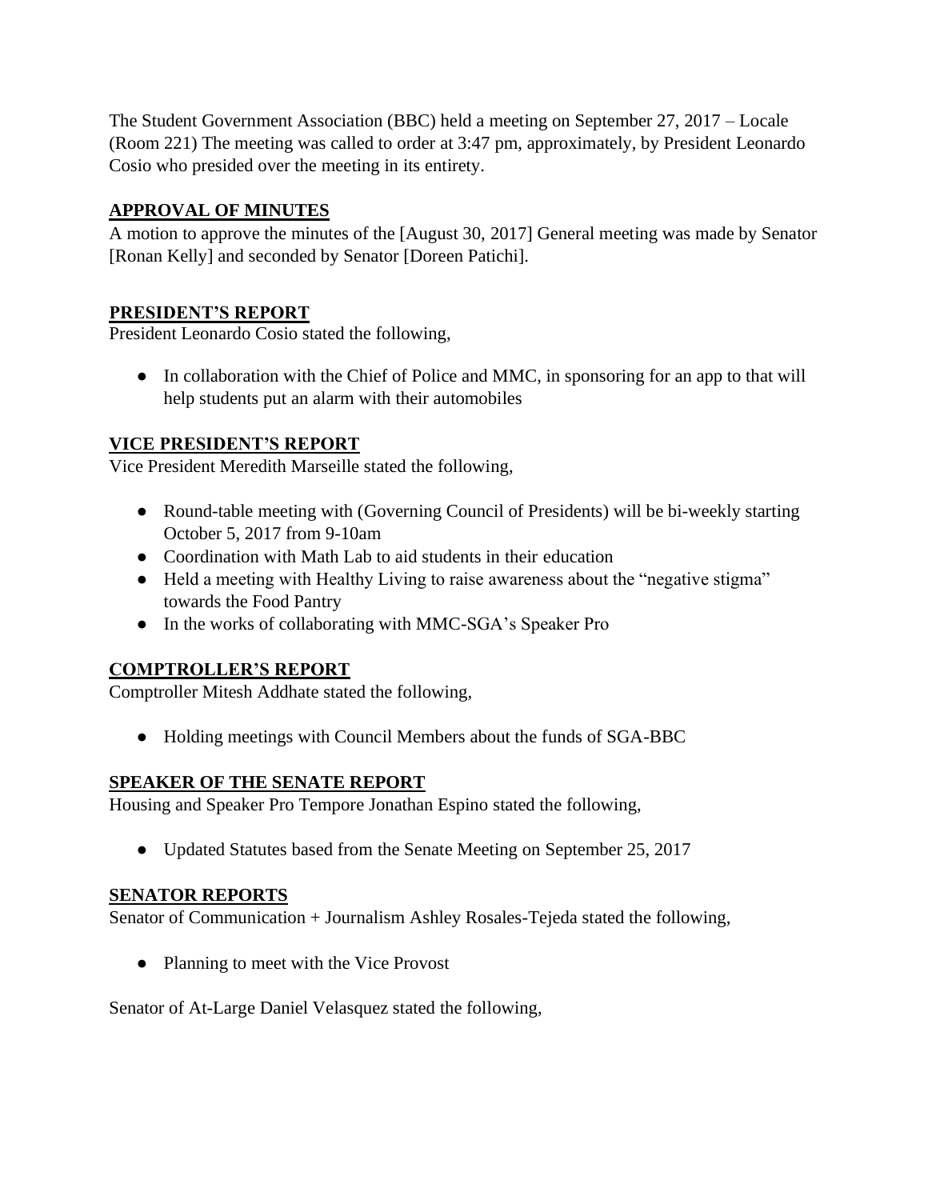The Student Government Association (BBC) held a meeting on September 27, 2017 – Locale (Room 221) The meeting was called to order at 3:47 pm, approximately, by President Leonardo Cosio who presided over the meeting in its entirety.

## APPROVAL OF MINUTES

A motion to approve the minutes of the [August 30, 2017] General meeting was made by Senator [Ronan Kelly] and seconded by Senator [Doreen Patichi].

## PRESIDENT'S REPORT

President Leonardo Cosio stated the following,

- In collaboration with the Chief of Police and MMC, in sponsoring for an app to that will help students put an alarm with their automobiles

## VICE PRESIDENT'S REPORT

Vice President Meredith Marseille stated the following,

- Round-table meeting with (Governing Council of Presidents) will be bi-weekly starting October 5, 2017 from 9-10am
- Coordination with Math Lab to aid students in their education
- Held a meeting with Healthy Living to raise awareness about the "negative stigma" towards the Food Pantry
- In the works of collaborating with MMC-SGA's Speaker Pro

## COMPTROLLER'S REPORT

Comptroller Mitesh Addhate stated the following,

- Holding meetings with Council Members about the funds of SGA-BBC

## SPEAKER OF THE SENATE REPORT

Housing and Speaker Pro Tempore Jonathan Espino stated the following,

- Updated Statutes based from the Senate Meeting on September 25, 2017

## SENATOR REPORTS

Senator of Communication + Journalism Ashley Rosales-Tejeda stated the following,

- Planning to meet with the Vice Provost

Senator of At-Large Daniel Velasquez stated the following,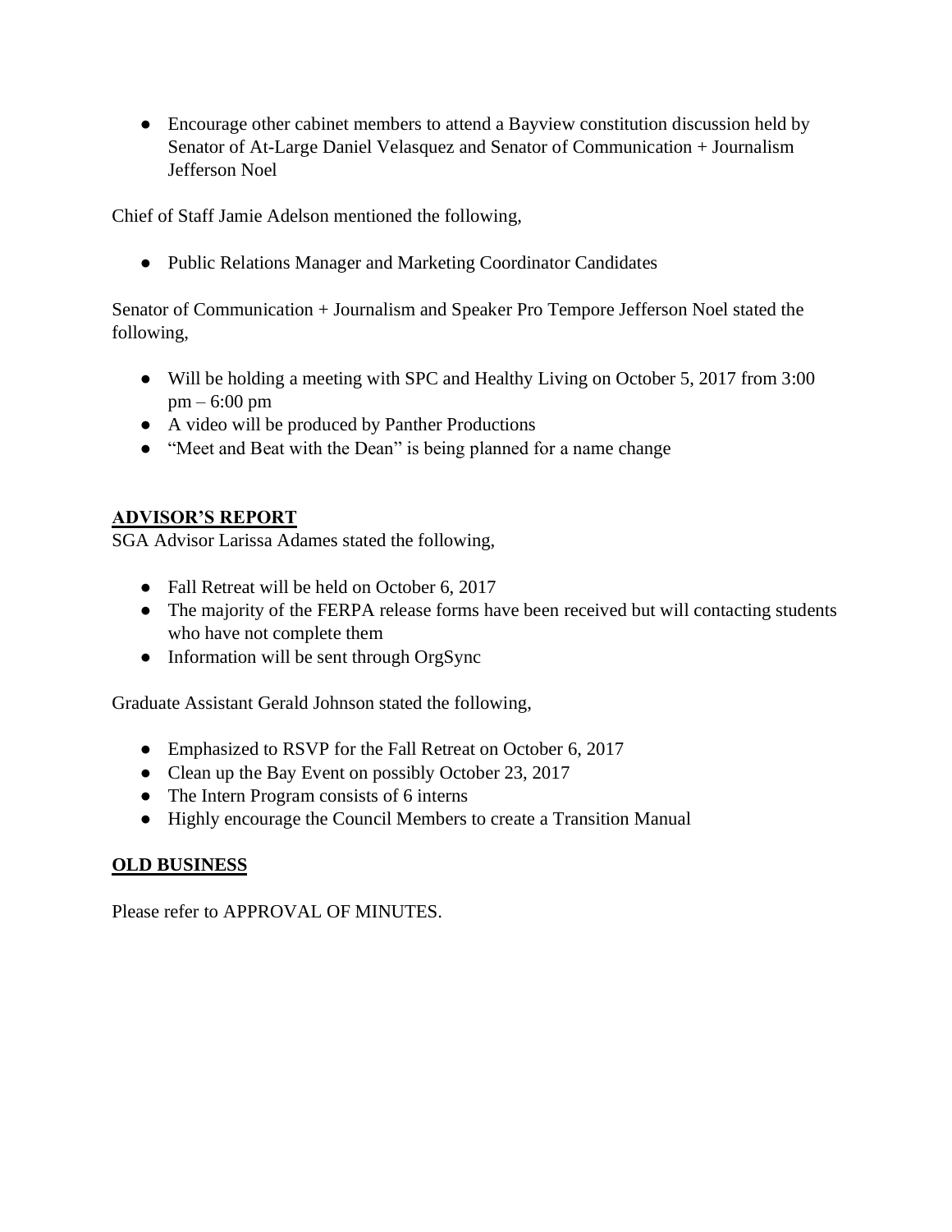- Encourage other cabinet members to attend a Bayview constitution discussion held by Senator of At-Large Daniel Velasquez and Senator of Communication + Journalism Jefferson Noel

Chief of Staff Jamie Adelson mentioned the following,

- Public Relations Manager and Marketing Coordinator Candidates

Senator of Communication + Journalism and Speaker Pro Tempore Jefferson Noel stated the following,

- Will be holding a meeting with SPC and Healthy Living on October 5, 2017 from 3:00 pm – 6:00 pm
- A video will be produced by Panther Productions
- "Meet and Beat with the Dean" is being planned for a name change

## ADVISOR'S REPORT

SGA Advisor Larissa Adames stated the following,

- Fall Retreat will be held on October 6, 2017
- The majority of the FERPA release forms have been received but will contacting students who have not complete them
- Information will be sent through OrgSync

Graduate Assistant Gerald Johnson stated the following,

- Emphasized to RSVP for the Fall Retreat on October 6, 2017
- Clean up the Bay Event on possibly October 23, 2017
- The Intern Program consists of 6 interns
- Highly encourage the Council Members to create a Transition Manual

## OLD BUSINESS

Please refer to APPROVAL OF MINUTES.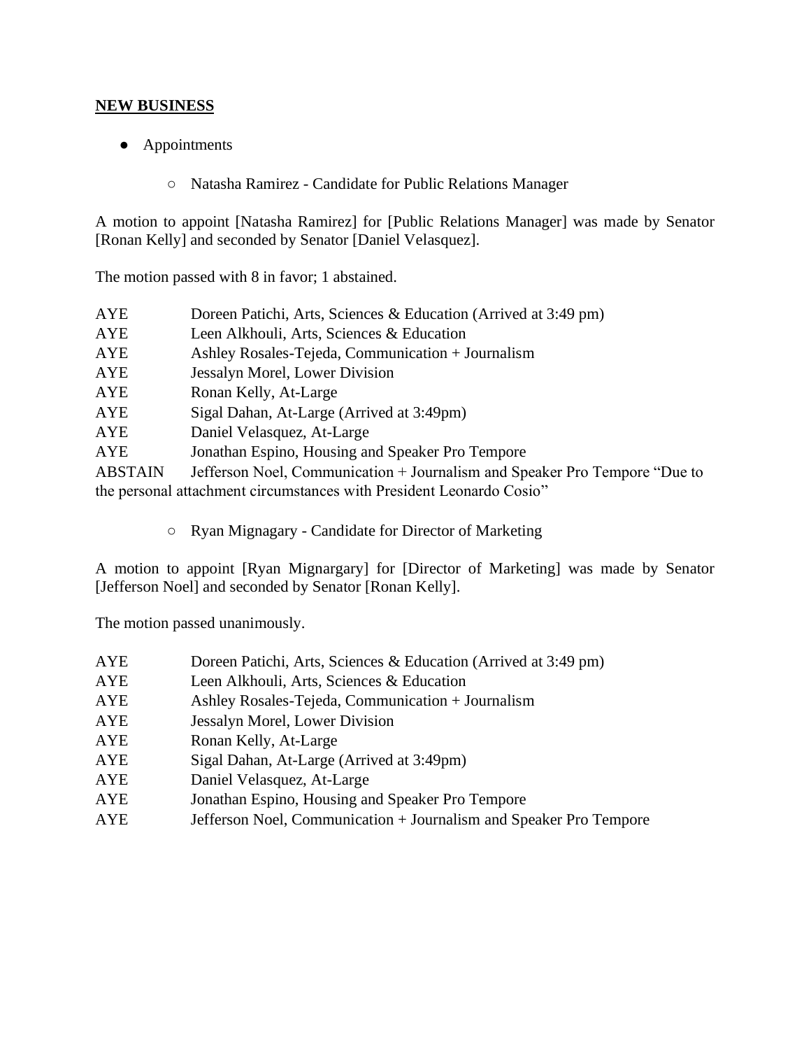**NEW BUSINESS**

- Appointments
  - Natasha Ramirez - Candidate for Public Relations Manager

A motion to appoint [Natasha Ramirez] for [Public Relations Manager] was made by Senator [Ronan Kelly] and seconded by Senator [Daniel Velasquez].

The motion passed with 8 in favor; 1 abstained.

AYE Doreen Patichi, Arts, Sciences & Education (Arrived at 3:49 pm)
AYE Leen Alkhouli, Arts, Sciences & Education
AYE Ashley Rosales-Tejeda, Communication + Journalism
AYE Jessalyn Morel, Lower Division
AYE Ronan Kelly, At-Large
AYE Sigal Dahan, At-Large (Arrived at 3:49pm)
AYE Daniel Velasquez, At-Large
AYE Jonathan Espino, Housing and Speaker Pro Tempore
ABSTAIN Jefferson Noel, Communication + Journalism and Speaker Pro Tempore "Due to the personal attachment circumstances with President Leonardo Cosio"

  - Ryan Mignagary - Candidate for Director of Marketing

A motion to appoint [Ryan Mignargary] for [Director of Marketing] was made by Senator [Jefferson Noel] and seconded by Senator [Ronan Kelly].

The motion passed unanimously.

AYE Doreen Patichi, Arts, Sciences & Education (Arrived at 3:49 pm)
AYE Leen Alkhouli, Arts, Sciences & Education
AYE Ashley Rosales-Tejeda, Communication + Journalism
AYE Jessalyn Morel, Lower Division
AYE Ronan Kelly, At-Large
AYE Sigal Dahan, At-Large (Arrived at 3:49pm)
AYE Daniel Velasquez, At-Large
AYE Jonathan Espino, Housing and Speaker Pro Tempore
AYE Jefferson Noel, Communication + Journalism and Speaker Pro Tempore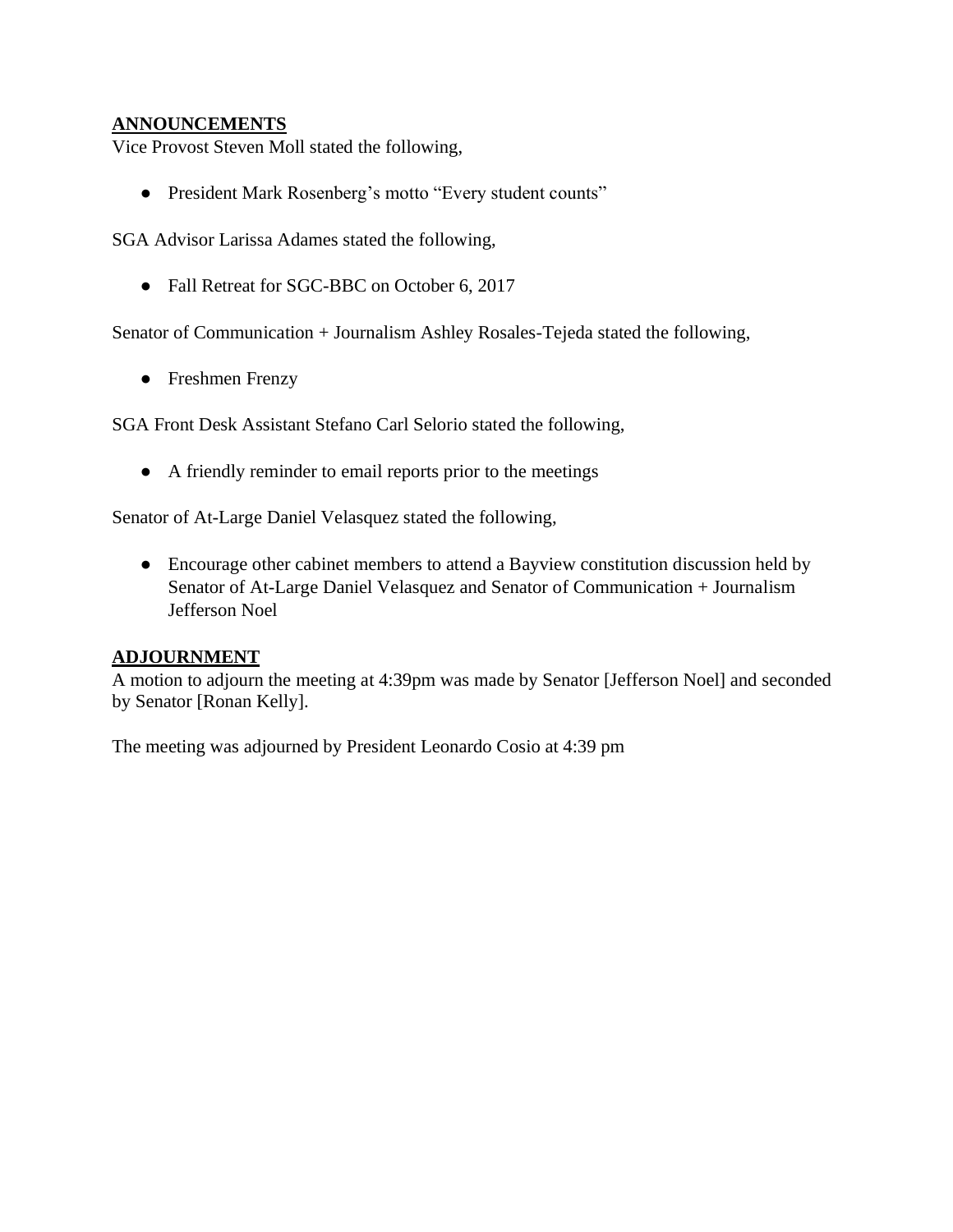**<u>ANNOUNCEMENTS</u>**

Vice Provost Steven Moll stated the following,

- President Mark Rosenberg's motto "Every student counts"

SGA Advisor Larissa Adames stated the following,

- Fall Retreat for SGC-BBC on October 6, 2017

Senator of Communication + Journalism Ashley Rosales-Tejeda stated the following,

- Freshmen Frenzy

SGA Front Desk Assistant Stefano Carl Selorio stated the following,

- A friendly reminder to email reports prior to the meetings

Senator of At-Large Daniel Velasquez stated the following,

- Encourage other cabinet members to attend a Bayview constitution discussion held by Senator of At-Large Daniel Velasquez and Senator of Communication + Journalism Jefferson Noel

**<u>ADJOURNMENT</u>**

A motion to adjourn the meeting at 4:39pm was made by Senator [Jefferson Noel] and seconded by Senator [Ronan Kelly].

The meeting was adjourned by President Leonardo Cosio at 4:39 pm